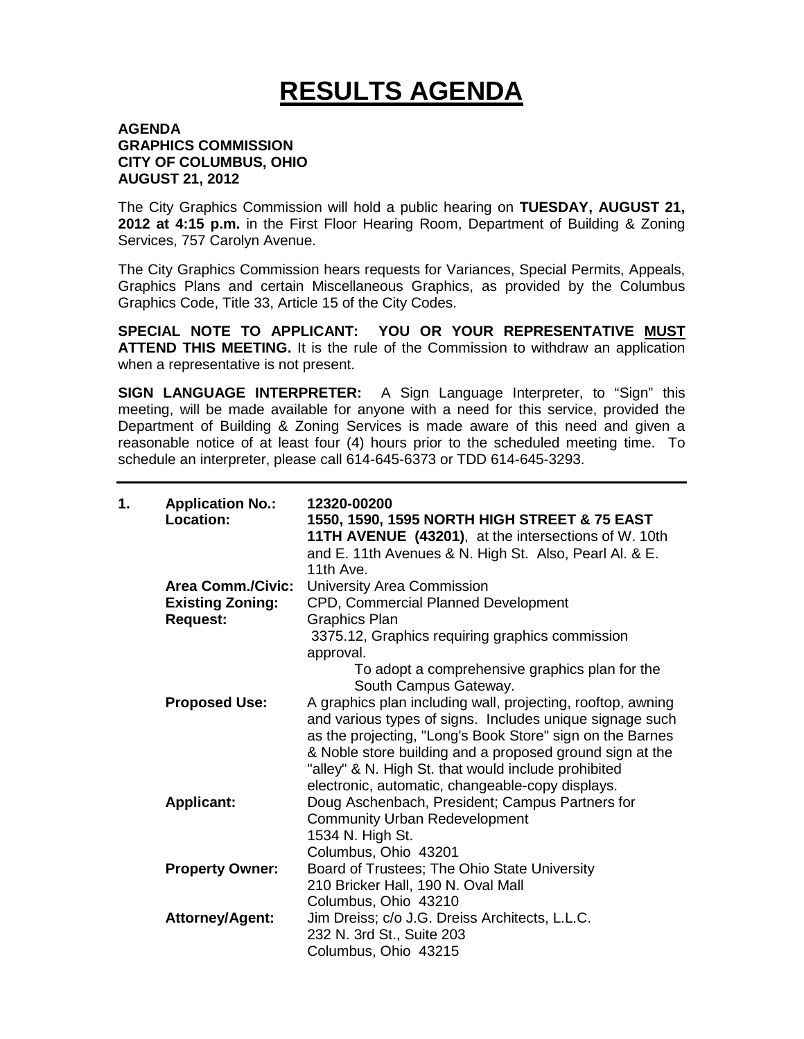# RESULTS AGENDA

**AGENDA**
**GRAPHICS COMMISSION**
**CITY OF COLUMBUS, OHIO**
**AUGUST 21, 2012**

The City Graphics Commission will hold a public hearing on **TUESDAY, AUGUST 21, 2012 at 4:15 p.m.** in the First Floor Hearing Room, Department of Building & Zoning Services, 757 Carolyn Avenue.

The City Graphics Commission hears requests for Variances, Special Permits, Appeals, Graphics Plans and certain Miscellaneous Graphics, as provided by the Columbus Graphics Code, Title 33, Article 15 of the City Codes.

**SPECIAL NOTE TO APPLICANT: YOU OR YOUR REPRESENTATIVE MUST ATTEND THIS MEETING.** It is the rule of the Commission to withdraw an application when a representative is not present.

**SIGN LANGUAGE INTERPRETER:** A Sign Language Interpreter, to "Sign" this meeting, will be made available for anyone with a need for this service, provided the Department of Building & Zoning Services is made aware of this need and given a reasonable notice of at least four (4) hours prior to the scheduled meeting time. To schedule an interpreter, please call 614-645-6373 or TDD 614-645-3293.

---

**1. Application No.:** **12320-00200**

**Location:** **1550, 1590, 1595 NORTH HIGH STREET & 75 EAST 11TH AVENUE (43201)**, at the intersections of W. 10th and E. 11th Avenues & N. High St. Also, Pearl Al. & E. 11th Ave.

**Area Comm./Civic:** University Area Commission

**Existing Zoning:** CPD, Commercial Planned Development

**Request:** Graphics Plan
3375.12, Graphics requiring graphics commission approval.
To adopt a comprehensive graphics plan for the South Campus Gateway.

**Proposed Use:** A graphics plan including wall, projecting, rooftop, awning and various types of signs. Includes unique signage such as the projecting, "Long's Book Store" sign on the Barnes & Noble store building and a proposed ground sign at the "alley" & N. High St. that would include prohibited electronic, automatic, changeable-copy displays.

**Applicant:** Doug Aschenbach, President; Campus Partners for Community Urban Redevelopment
1534 N. High St.
Columbus, Ohio 43201

**Property Owner:** Board of Trustees; The Ohio State University
210 Bricker Hall, 190 N. Oval Mall
Columbus, Ohio 43210

**Attorney/Agent:** Jim Dreiss; c/o J.G. Dreiss Architects, L.L.C.
232 N. 3rd St., Suite 203
Columbus, Ohio 43215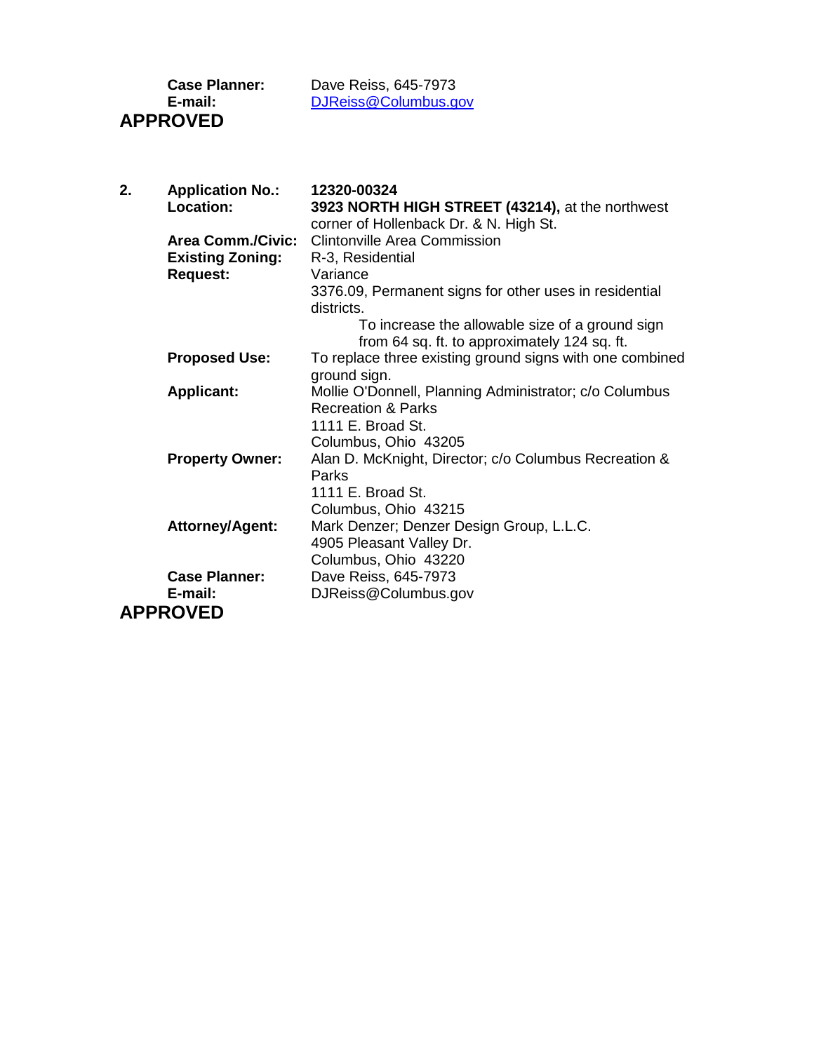**Case Planner:** Dave Reiss, 645-7973
**E-mail:** DJReiss@Columbus.gov

**APPROVED**

**2.** **Application No.:** **12320-00324**
**Location:** **3923 NORTH HIGH STREET (43214),** at the northwest corner of Hollenback Dr. & N. High St.
**Area Comm./Civic:** Clintonville Area Commission
**Existing Zoning:** R-3, Residential
**Request:** Variance
3376.09, Permanent signs for other uses in residential districts.
To increase the allowable size of a ground sign from 64 sq. ft. to approximately 124 sq. ft.
**Proposed Use:** To replace three existing ground signs with one combined ground sign.
**Applicant:** Mollie O'Donnell, Planning Administrator; c/o Columbus Recreation & Parks
1111 E. Broad St.
Columbus, Ohio 43205
**Property Owner:** Alan D. McKnight, Director; c/o Columbus Recreation & Parks
1111 E. Broad St.
Columbus, Ohio 43215
**Attorney/Agent:** Mark Denzer; Denzer Design Group, L.L.C.
4905 Pleasant Valley Dr.
Columbus, Ohio 43220
**Case Planner:** Dave Reiss, 645-7973
**E-mail:** DJReiss@Columbus.gov

**APPROVED**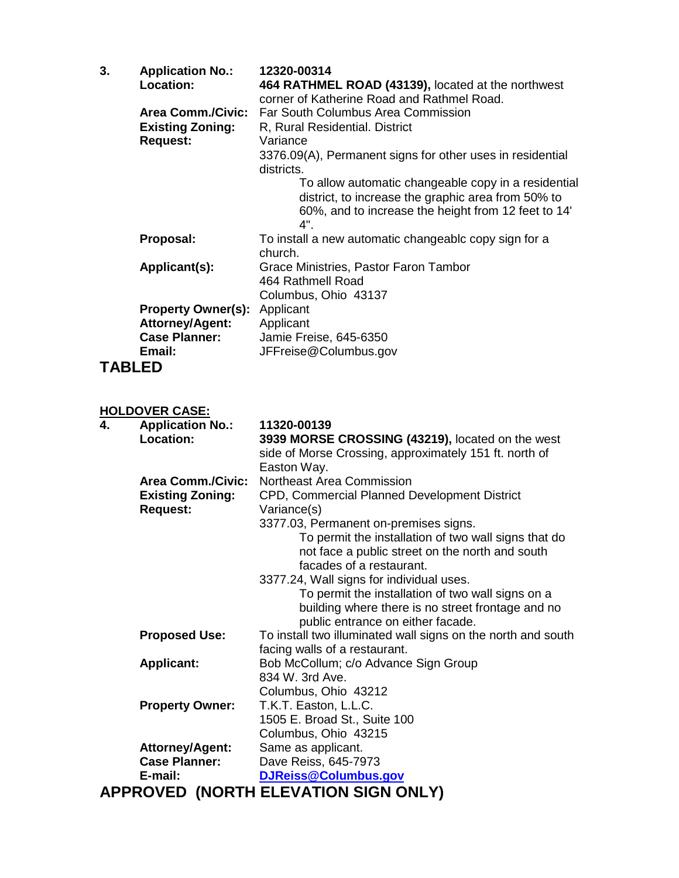3. **Application No.:** **12320-00314**

**Location:** **464 RATHMEL ROAD (43139),** located at the northwest corner of Katherine Road and Rathmel Road.

**Area Comm./Civic:** Far South Columbus Area Commission

**Existing Zoning:** R, Rural Residential. District

**Request:** Variance

3376.09(A), Permanent signs for other uses in residential districts.

To allow automatic changeable copy in a residential district, to increase the graphic area from 50% to 60%, and to increase the height from 12 feet to 14' 4".

**Proposal:** To install a new automatic changeablc copy sign for a church.

**Applicant(s):** Grace Ministries, Pastor Faron Tambor
464 Rathmell Road
Columbus, Ohio 43137

**Property Owner(s):** Applicant

**Attorney/Agent:** Applicant

**Case Planner:** Jamie Freise, 645-6350

**Email:** JFFreise@Columbus.gov

**TABLED**

**HOLDOVER CASE:**

4. **Application No.:** **11320-00139**

**Location:** **3939 MORSE CROSSING (43219),** located on the west side of Morse Crossing, approximately 151 ft. north of Easton Way.

**Area Comm./Civic:** Northeast Area Commission

**Existing Zoning:** CPD, Commercial Planned Development District

**Request:** Variance(s)

3377.03, Permanent on-premises signs.

To permit the installation of two wall signs that do not face a public street on the north and south facades of a restaurant.

3377.24, Wall signs for individual uses.

To permit the installation of two wall signs on a building where there is no street frontage and no public entrance on either facade.

**Proposed Use:** To install two illuminated wall signs on the north and south facing walls of a restaurant.

**Applicant:** Bob McCollum; c/o Advance Sign Group
834 W. 3rd Ave.
Columbus, Ohio 43212

**Property Owner:** T.K.T. Easton, L.L.C.
1505 E. Broad St., Suite 100
Columbus, Ohio 43215

**Attorney/Agent:** Same as applicant.

**Case Planner:** Dave Reiss, 645-7973

**E-mail:** **DJReiss@Columbus.gov**

**APPROVED (NORTH ELEVATION SIGN ONLY)**